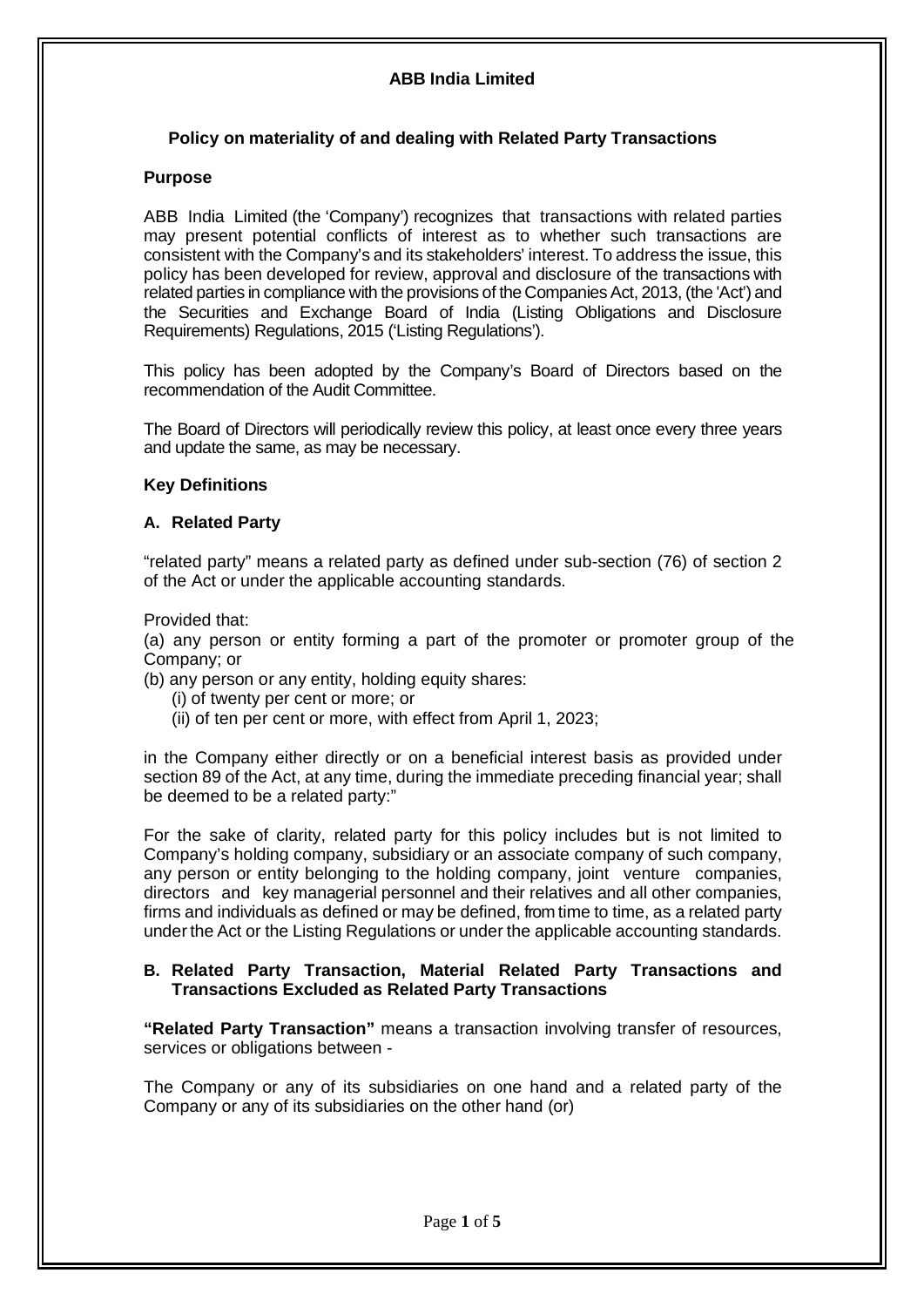**ABB India Limited**

## Policy on materiality of and dealing with Related Party Transactions

### Purpose

ABB India Limited (the 'Company') recognizes that transactions with related parties may present potential conflicts of interest as to whether such transactions are consistent with the Company's and its stakeholders' interest. To address the issue, this policy has been developed for review, approval and disclosure of the transactions with related parties in compliance with the provisions of the Companies Act, 2013, (the 'Act') and the Securities and Exchange Board of India (Listing Obligations and Disclosure Requirements) Regulations, 2015 ('Listing Regulations').

This policy has been adopted by the Company's Board of Directors based on the recommendation of the Audit Committee.

The Board of Directors will periodically review this policy, at least once every three years and update the same, as may be necessary.

### Key Definitions

#### A. Related Party

"related party" means a related party as defined under sub-section (76) of section 2 of the Act or under the applicable accounting standards.

Provided that:

(a) any person or entity forming a part of the promoter or promoter group of the Company; or

(b) any person or any entity, holding equity shares:

(i) of twenty per cent or more; or

(ii) of ten per cent or more, with effect from April 1, 2023;

in the Company either directly or on a beneficial interest basis as provided under section 89 of the Act, at any time, during the immediate preceding financial year; shall be deemed to be a related party:"

For the sake of clarity, related party for this policy includes but is not limited to Company's holding company, subsidiary or an associate company of such company, any person or entity belonging to the holding company, joint venture companies, directors and key managerial personnel and their relatives and all other companies, firms and individuals as defined or may be defined, from time to time, as a related party under the Act or the Listing Regulations or under the applicable accounting standards.

#### B. Related Party Transaction, Material Related Party Transactions and Transactions Excluded as Related Party Transactions

**"Related Party Transaction"** means a transaction involving transfer of resources, services or obligations between -

The Company or any of its subsidiaries on one hand and a related party of the Company or any of its subsidiaries on the other hand (or)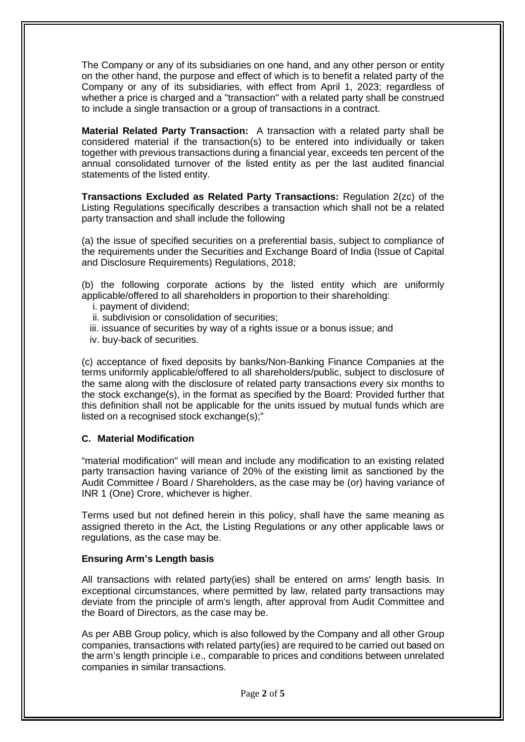The Company or any of its subsidiaries on one hand, and any other person or entity on the other hand, the purpose and effect of which is to benefit a related party of the Company or any of its subsidiaries, with effect from April 1, 2023; regardless of whether a price is charged and a "transaction" with a related party shall be construed to include a single transaction or a group of transactions in a contract.

**Material Related Party Transaction:** A transaction with a related party shall be considered material if the transaction(s) to be entered into individually or taken together with previous transactions during a financial year, exceeds ten percent of the annual consolidated turnover of the listed entity as per the last audited financial statements of the listed entity.

**Transactions Excluded as Related Party Transactions:** Regulation 2(zc) of the Listing Regulations specifically describes a transaction which shall not be a related party transaction and shall include the following

(a) the issue of specified securities on a preferential basis, subject to compliance of the requirements under the Securities and Exchange Board of India (Issue of Capital and Disclosure Requirements) Regulations, 2018;

(b) the following corporate actions by the listed entity which are uniformly applicable/offered to all shareholders in proportion to their shareholding:

i. payment of dividend;
ii. subdivision or consolidation of securities;
iii. issuance of securities by way of a rights issue or a bonus issue; and
iv. buy-back of securities.

(c) acceptance of fixed deposits by banks/Non-Banking Finance Companies at the terms uniformly applicable/offered to all shareholders/public, subject to disclosure of the same along with the disclosure of related party transactions every six months to the stock exchange(s), in the format as specified by the Board: Provided further that this definition shall not be applicable for the units issued by mutual funds which are listed on a recognised stock exchange(s);"

### C. Material Modification

"material modification" will mean and include any modification to an existing related party transaction having variance of 20% of the existing limit as sanctioned by the Audit Committee / Board / Shareholders, as the case may be (or) having variance of INR 1 (One) Crore, whichever is higher.

Terms used but not defined herein in this policy, shall have the same meaning as assigned thereto in the Act, the Listing Regulations or any other applicable laws or regulations, as the case may be.

### Ensuring Arm's Length basis

All transactions with related party(ies) shall be entered on arms' length basis. In exceptional circumstances, where permitted by law, related party transactions may deviate from the principle of arm's length, after approval from Audit Committee and the Board of Directors, as the case may be.

As per ABB Group policy, which is also followed by the Company and all other Group companies, transactions with related party(ies) are required to be carried out based on the arm's length principle i.e., comparable to prices and conditions between unrelated companies in similar transactions.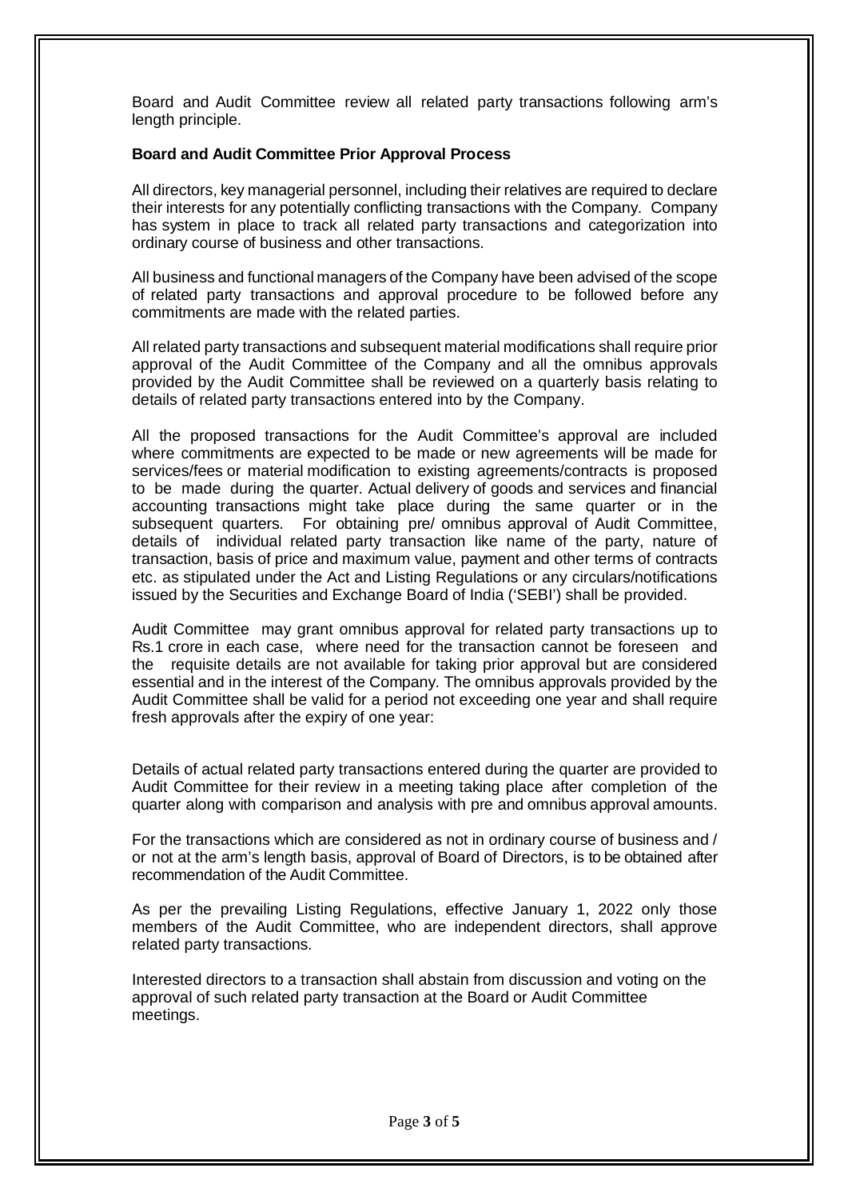Board and Audit Committee review all related party transactions following arm's length principle.

**Board and Audit Committee Prior Approval Process**

All directors, key managerial personnel, including their relatives are required to declare their interests for any potentially conflicting transactions with the Company. Company has system in place to track all related party transactions and categorization into ordinary course of business and other transactions.

All business and functional managers of the Company have been advised of the scope of related party transactions and approval procedure to be followed before any commitments are made with the related parties.

All related party transactions and subsequent material modifications shall require prior approval of the Audit Committee of the Company and all the omnibus approvals provided by the Audit Committee shall be reviewed on a quarterly basis relating to details of related party transactions entered into by the Company.

All the proposed transactions for the Audit Committee's approval are included where commitments are expected to be made or new agreements will be made for services/fees or material modification to existing agreements/contracts is proposed to be made during the quarter. Actual delivery of goods and services and financial accounting transactions might take place during the same quarter or in the subsequent quarters. For obtaining pre/ omnibus approval of Audit Committee, details of individual related party transaction like name of the party, nature of transaction, basis of price and maximum value, payment and other terms of contracts etc. as stipulated under the Act and Listing Regulations or any circulars/notifications issued by the Securities and Exchange Board of India ('SEBI') shall be provided.

Audit Committee may grant omnibus approval for related party transactions up to Rs.1 crore in each case, where need for the transaction cannot be foreseen and the requisite details are not available for taking prior approval but are considered essential and in the interest of the Company. The omnibus approvals provided by the Audit Committee shall be valid for a period not exceeding one year and shall require fresh approvals after the expiry of one year:

Details of actual related party transactions entered during the quarter are provided to Audit Committee for their review in a meeting taking place after completion of the quarter along with comparison and analysis with pre and omnibus approval amounts.

For the transactions which are considered as not in ordinary course of business and / or not at the arm's length basis, approval of Board of Directors, is to be obtained after recommendation of the Audit Committee.

As per the prevailing Listing Regulations, effective January 1, 2022 only those members of the Audit Committee, who are independent directors, shall approve related party transactions.

Interested directors to a transaction shall abstain from discussion and voting on the approval of such related party transaction at the Board or Audit Committee meetings.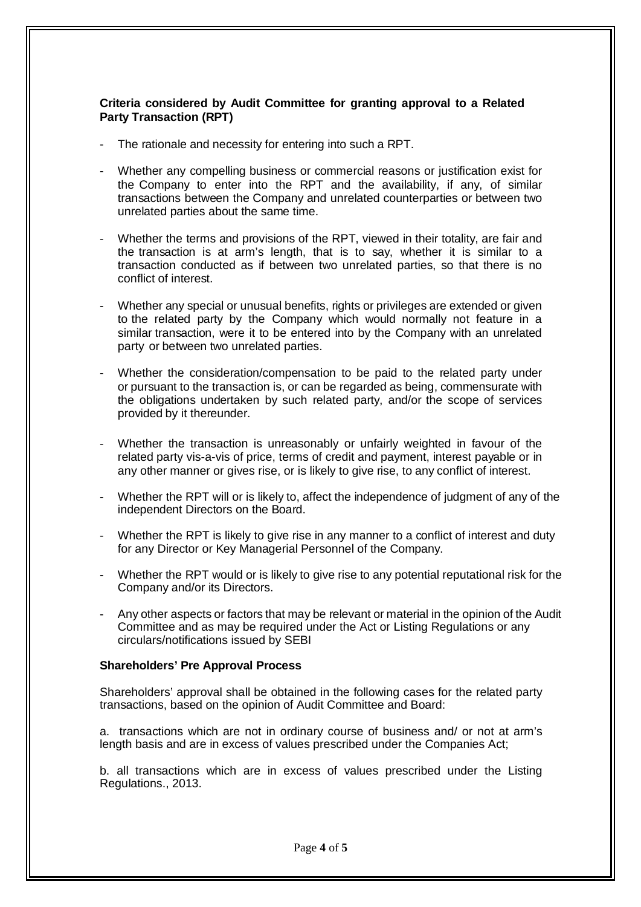**Criteria considered by Audit Committee for granting approval to a Related Party Transaction (RPT)**

- The rationale and necessity for entering into such a RPT.
- Whether any compelling business or commercial reasons or justification exist for the Company to enter into the RPT and the availability, if any, of similar transactions between the Company and unrelated counterparties or between two unrelated parties about the same time.
- Whether the terms and provisions of the RPT, viewed in their totality, are fair and the transaction is at arm's length, that is to say, whether it is similar to a transaction conducted as if between two unrelated parties, so that there is no conflict of interest.
- Whether any special or unusual benefits, rights or privileges are extended or given to the related party by the Company which would normally not feature in a similar transaction, were it to be entered into by the Company with an unrelated party or between two unrelated parties.
- Whether the consideration/compensation to be paid to the related party under or pursuant to the transaction is, or can be regarded as being, commensurate with the obligations undertaken by such related party, and/or the scope of services provided by it thereunder.
- Whether the transaction is unreasonably or unfairly weighted in favour of the related party vis-a-vis of price, terms of credit and payment, interest payable or in any other manner or gives rise, or is likely to give rise, to any conflict of interest.
- Whether the RPT will or is likely to, affect the independence of judgment of any of the independent Directors on the Board.
- Whether the RPT is likely to give rise in any manner to a conflict of interest and duty for any Director or Key Managerial Personnel of the Company.
- Whether the RPT would or is likely to give rise to any potential reputational risk for the Company and/or its Directors.
- Any other aspects or factors that may be relevant or material in the opinion of the Audit Committee and as may be required under the Act or Listing Regulations or any circulars/notifications issued by SEBI

**Shareholders' Pre Approval Process**

Shareholders' approval shall be obtained in the following cases for the related party transactions, based on the opinion of Audit Committee and Board:

a. transactions which are not in ordinary course of business and/ or not at arm's length basis and are in excess of values prescribed under the Companies Act;

b. all transactions which are in excess of values prescribed under the Listing Regulations., 2013.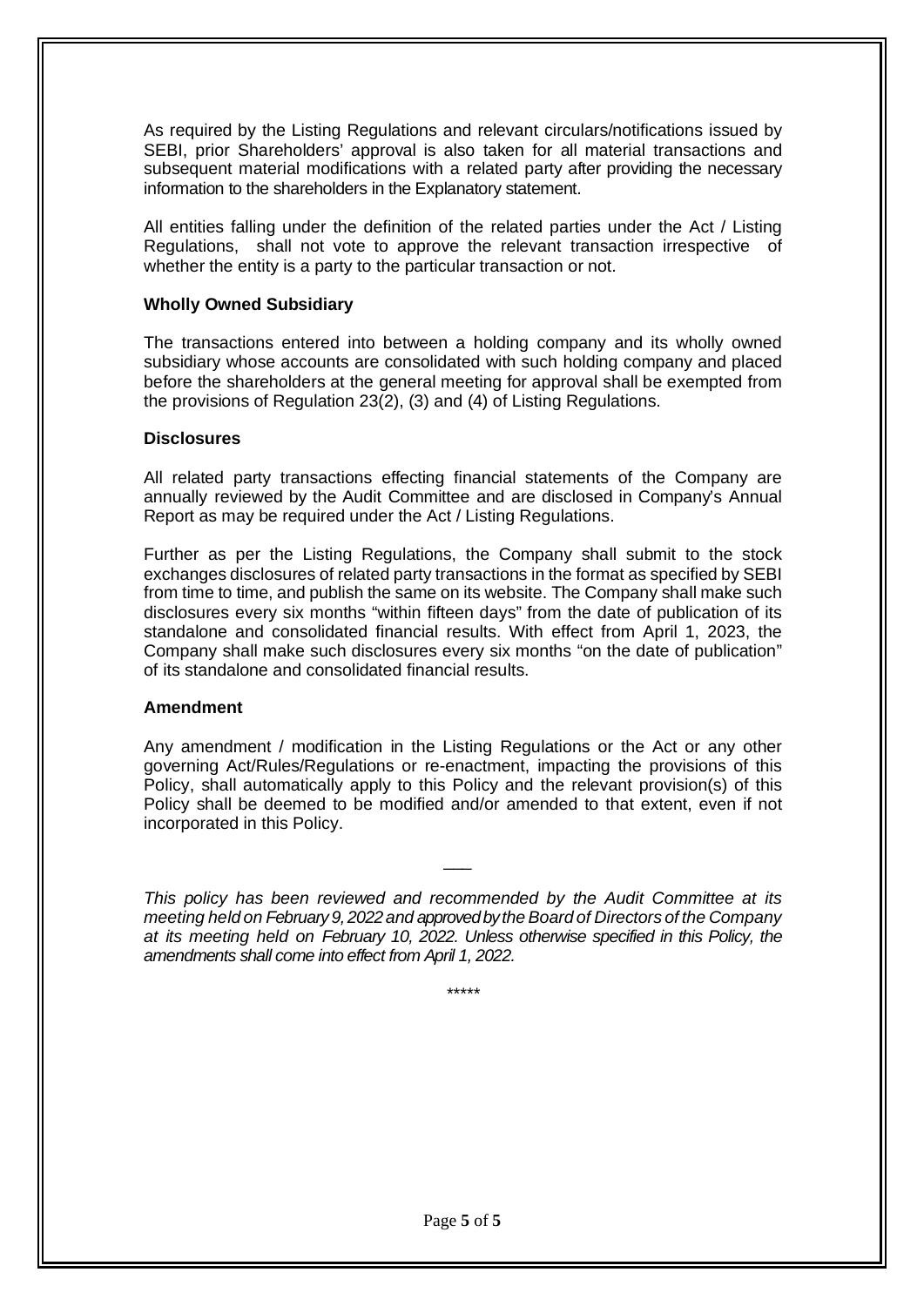As required by the Listing Regulations and relevant circulars/notifications issued by SEBI, prior Shareholders' approval is also taken for all material transactions and subsequent material modifications with a related party after providing the necessary information to the shareholders in the Explanatory statement.

All entities falling under the definition of the related parties under the Act / Listing Regulations, shall not vote to approve the relevant transaction irrespective of whether the entity is a party to the particular transaction or not.

**Wholly Owned Subsidiary**

The transactions entered into between a holding company and its wholly owned subsidiary whose accounts are consolidated with such holding company and placed before the shareholders at the general meeting for approval shall be exempted from the provisions of Regulation 23(2), (3) and (4) of Listing Regulations.

**Disclosures**

All related party transactions effecting financial statements of the Company are annually reviewed by the Audit Committee and are disclosed in Company's Annual Report as may be required under the Act / Listing Regulations.

Further as per the Listing Regulations, the Company shall submit to the stock exchanges disclosures of related party transactions in the format as specified by SEBI from time to time, and publish the same on its website. The Company shall make such disclosures every six months "within fifteen days" from the date of publication of its standalone and consolidated financial results. With effect from April 1, 2023, the Company shall make such disclosures every six months "on the date of publication" of its standalone and consolidated financial results.

**Amendment**

Any amendment / modification in the Listing Regulations or the Act or any other governing Act/Rules/Regulations or re-enactment, impacting the provisions of this Policy, shall automatically apply to this Policy and the relevant provision(s) of this Policy shall be deemed to be modified and/or amended to that extent, even if not incorporated in this Policy.

___

*This policy has been reviewed and recommended by the Audit Committee at its meeting held on February 9, 2022 and approved by the Board of Directors of the Company at its meeting held on February 10, 2022. Unless otherwise specified in this Policy, the amendments shall come into effect from April 1, 2022.*

*****